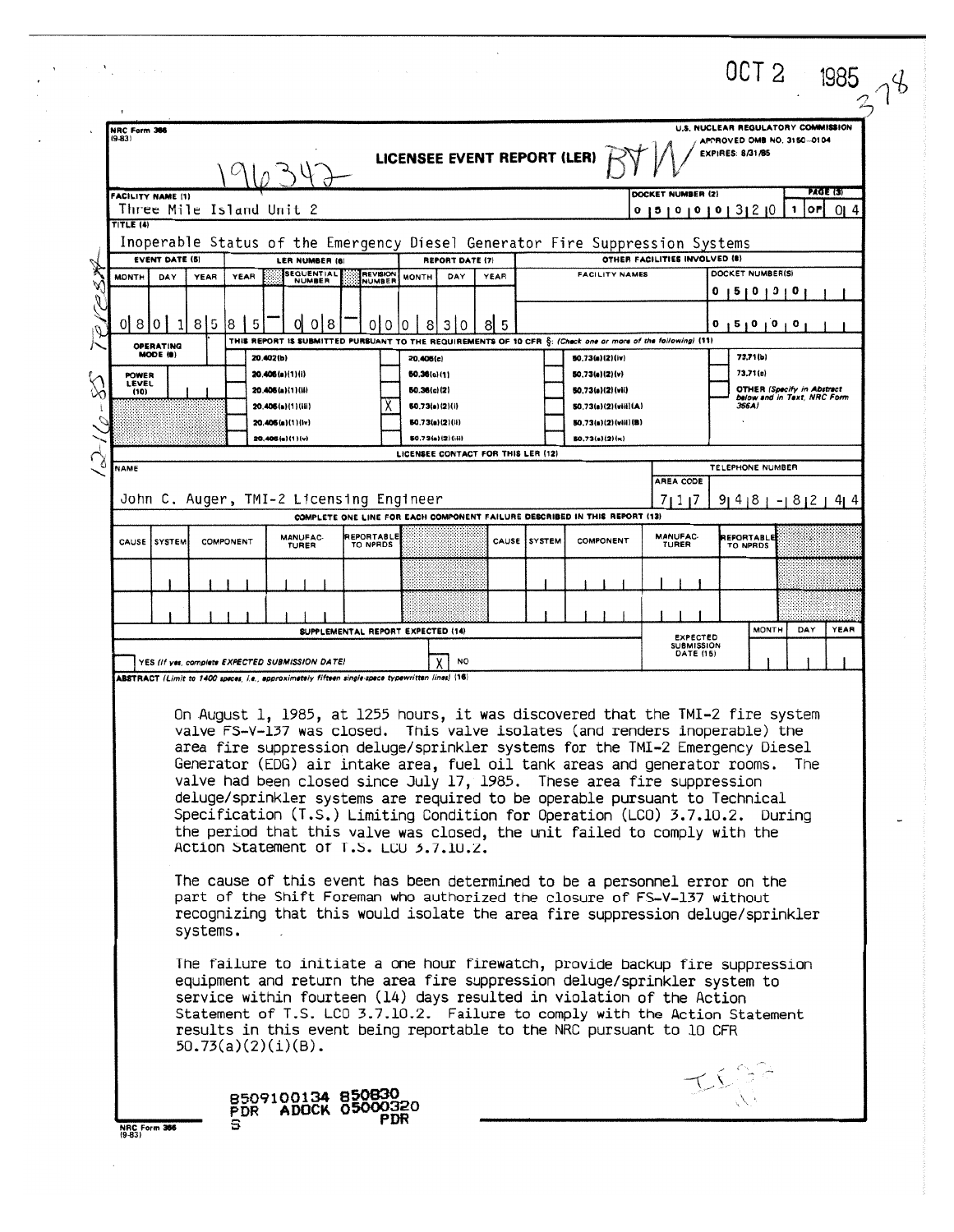OCT 2 1985

NRC Form 366 (9-83)

U.S. NUCLEAR REGULATORY COMMISSION
APPROVED OMB NO. 3150-0104
EXPIRES: 8/31/85

# LICENSEE EVENT REPORT (LER)

| FACILITY NAME (1) | DOCKET NUMBER (2) | PAGE (3) |
|---|---|---|
| Three Mile Island Unit 2 | 0 5 0 0 0 3 2 0 | 1 OF 0 4 |

**TITLE (4)**
Inoperable Status of the Emergency Diesel Generator Fire Suppression Systems

| EVENT DATE (5) | | | LER NUMBER (6) | | | REPORT DATE (7) | | | OTHER FACILITIES INVOLVED (8) | |
|---|---|---|---|---|---|---|---|---|---|---|
| MONTH | DAY | YEAR | YEAR | SEQUENTIAL NUMBER | REVISION NUMBER | MONTH | DAY | YEAR | FACILITY NAMES | DOCKET NUMBER(S) |
| 0 8 | 0 1 | 8 5 | 8 5 | 0 0 8 | 0 0 | 0 8 | 3 0 | 8 5 | | 0 5 0 0 0 |
| | | | | | | | | | | 0 5 0 0 0 |

THIS REPORT IS SUBMITTED PURSUANT TO THE REQUIREMENTS OF 10 CFR §: (Check one or more of the following) (11)

OPERATING MODE (9): 
POWER LEVEL (10):

| | | | |
|---|---|---|---|
| 20.402(b) | 20.405(c) | 50.73(a)(2)(iv) | 73.71(b) |
| 20.405(a)(1)(i) | 50.36(c)(1) | 50.73(a)(2)(v) | 73.71(c) |
| 20.405(a)(1)(ii) | 50.36(c)(2) | 50.73(a)(2)(vii) | OTHER (Specify in Abstract below and in Text, NRC Form 366A) |
| 20.405(a)(1)(iii) | X 50.73(a)(2)(i) | 50.73(a)(2)(viii)(A) | |
| 20.405(a)(1)(iv) | 50.73(a)(2)(ii) | 50.73(a)(2)(viii)(B) | |
| 20.405(a)(1)(v) | 50.73(a)(2)(iii) | 50.73(a)(2)(x) | |

**LICENSEE CONTACT FOR THIS LER (12)**

| NAME | TELEPHONE NUMBER |
|---|---|
| John C. Auger, TMI-2 Licensing Engineer | 7 1 7 9 4 8 - 8 2 4 4 |

**COMPLETE ONE LINE FOR EACH COMPONENT FAILURE DESCRIBED IN THIS REPORT (13)**

| CAUSE | SYSTEM | COMPONENT | MANUFACTURER | REPORTABLE TO NPRDS | CAUSE | SYSTEM | COMPONENT | MANUFACTURER | REPORTABLE TO NPRDS |
|---|---|---|---|---|---|---|---|---|---|
| | | | | | | | | | |
| | | | | | | | | | |

**SUPPLEMENTAL REPORT EXPECTED (14)**

YES (If yes, complete EXPECTED SUBMISSION DATE) [X] NO

EXPECTED SUBMISSION DATE (15): MONTH DAY YEAR

**ABSTRACT** (Limit to 1400 spaces, i.e., approximately fifteen single-space typewritten lines) (16)

On August 1, 1985, at 1255 hours, it was discovered that the TMI-2 fire system valve FS-V-137 was closed. This valve isolates (and renders inoperable) the area fire suppression deluge/sprinkler systems for the TMI-2 Emergency Diesel Generator (EDG) air intake area, fuel oil tank areas and generator rooms. The valve had been closed since July 17, 1985. These area fire suppression deluge/sprinkler systems are required to be operable pursuant to Technical Specification (T.S.) Limiting Condition for Operation (LCO) 3.7.10.2. During the period that this valve was closed, the unit failed to comply with the Action Statement of T.S. LCO 3.7.10.2.

The cause of this event has been determined to be a personnel error on the part of the Shift Foreman who authorized the closure of FS-V-137 without recognizing that this would isolate the area fire suppression deluge/sprinkler systems.

The failure to initiate a one hour firewatch, provide backup fire suppression equipment and return the area fire suppression deluge/sprinkler system to service within fourteen (14) days resulted in violation of the Action Statement of T.S. LCO 3.7.10.2. Failure to comply with the Action Statement results in this event being reportable to the NRC pursuant to 10 CFR 50.73(a)(2)(i)(B).

8509100134 850830
PDR ADOCK 05000320
S PDR

NRC Form 366 (9-83)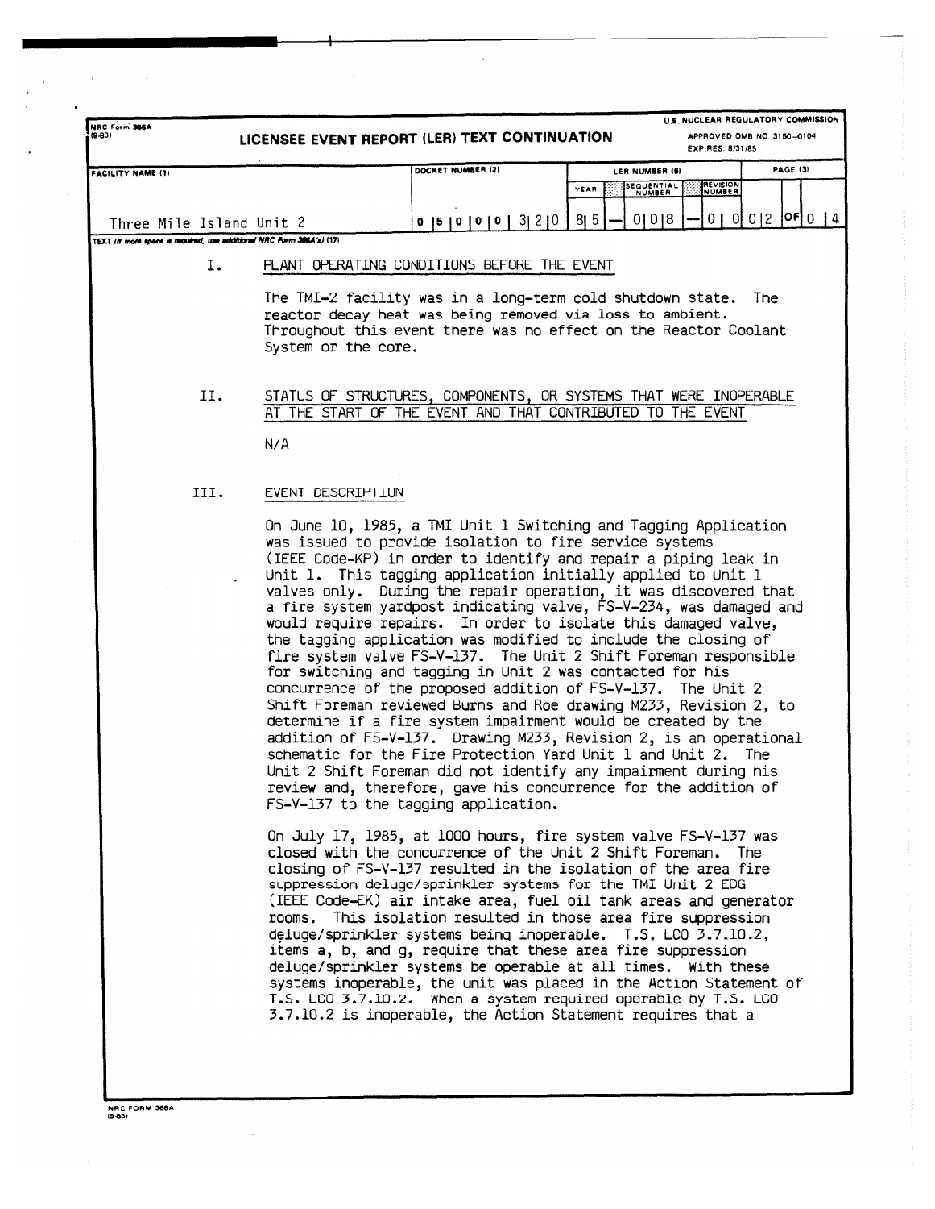NRC Form 366A (9-83)

**LICENSEE EVENT REPORT (LER) TEXT CONTINUATION**

U.S. NUCLEAR REGULATORY COMMISSION
APPROVED OMB NO. 3150-0104
EXPIRES: 8/31/85

| FACILITY NAME (1) | DOCKET NUMBER (2) | LER NUMBER (6) YEAR | SEQUENTIAL NUMBER | REVISION NUMBER | PAGE (3) |
|---|---|---|---|---|---|
| Three Mile Island Unit 2 | 0 5 0 0 0 3 2 0 | 8 5 | 0 0 8 | 0 0 | 0 2 OF 0 4 |

TEXT (If more space is required, use additional NRC Form 366A's) (17)

## I. PLANT OPERATING CONDITIONS BEFORE THE EVENT

The TMI-2 facility was in a long-term cold shutdown state. The reactor decay heat was being removed via loss to ambient. Throughout this event there was no effect on the Reactor Coolant System or the core.

## II. STATUS OF STRUCTURES, COMPONENTS, OR SYSTEMS THAT WERE INOPERABLE AT THE START OF THE EVENT AND THAT CONTRIBUTED TO THE EVENT

N/A

## III. EVENT DESCRIPTION

On June 10, 1985, a TMI Unit 1 Switching and Tagging Application was issued to provide isolation to fire service systems (IEEE Code-KP) in order to identify and repair a piping leak in Unit 1. This tagging application initially applied to Unit 1 valves only. During the repair operation, it was discovered that a fire system yardpost indicating valve, FS-V-234, was damaged and would require repairs. In order to isolate this damaged valve, the tagging application was modified to include the closing of fire system valve FS-V-137. The Unit 2 Shift Foreman responsible for switching and tagging in Unit 2 was contacted for his concurrence of the proposed addition of FS-V-137. The Unit 2 Shift Foreman reviewed Burns and Roe drawing M233, Revision 2, to determine if a fire system impairment would be created by the addition of FS-V-137. Drawing M233, Revision 2, is an operational schematic for the Fire Protection Yard Unit 1 and Unit 2. The Unit 2 Shift Foreman did not identify any impairment during his review and, therefore, gave his concurrence for the addition of FS-V-137 to the tagging application.

On July 17, 1985, at 1000 hours, fire system valve FS-V-137 was closed with the concurrence of the Unit 2 Shift Foreman. The closing of FS-V-137 resulted in the isolation of the area fire suppression deluge/sprinkler systems for the TMI Unit 2 EDG (IEEE Code-EK) air intake area, fuel oil tank areas and generator rooms. This isolation resulted in those area fire suppression deluge/sprinkler systems being inoperable. T.S. LCO 3.7.10.2, items a, b, and g, require that these area fire suppression deluge/sprinkler systems be operable at all times. With these systems inoperable, the unit was placed in the Action Statement of T.S. LCO 3.7.10.2. When a system required operable by T.S. LCO 3.7.10.2 is inoperable, the Action Statement requires that a

NRC FORM 366A (9-83)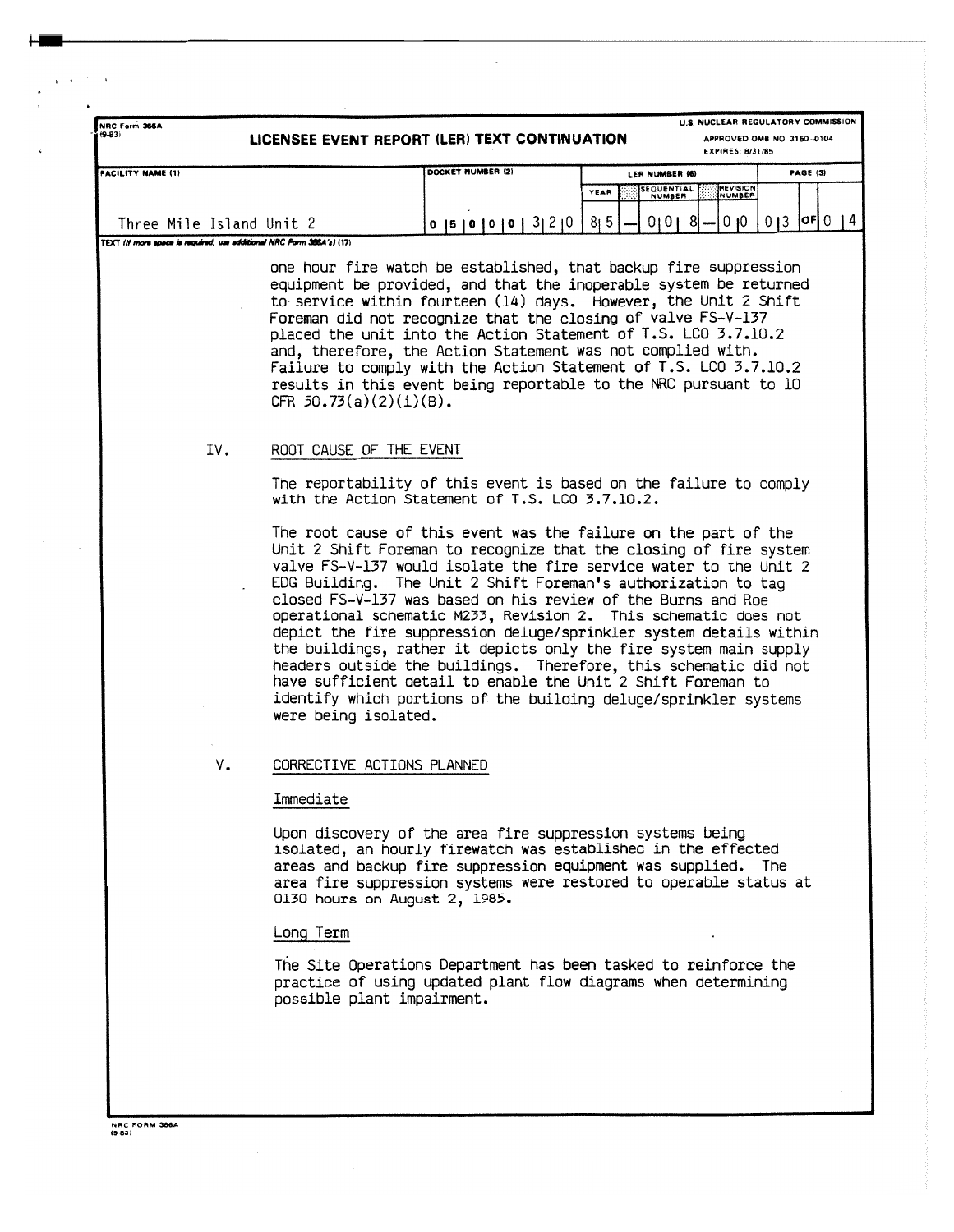one hour fire watch be established, that backup fire suppression equipment be provided, and that the inoperable system be returned to service within fourteen (14) days. However, the Unit 2 Shift Foreman did not recognize that the closing of valve FS-V-137 placed the unit into the Action Statement of T.S. LCO 3.7.10.2 and, therefore, the Action Statement was not complied with. Failure to comply with the Action Statement of T.S. LCO 3.7.10.2 results in this event being reportable to the NRC pursuant to 10 CFR 50.73(a)(2)(i)(B).

## IV. ROOT CAUSE OF THE EVENT

The reportability of this event is based on the failure to comply with the Action Statement of T.S. LCO 3.7.10.2.

The root cause of this event was the failure on the part of the Unit 2 Shift Foreman to recognize that the closing of fire system valve FS-V-137 would isolate the fire service water to the Unit 2 EDG Building. The Unit 2 Shift Foreman's authorization to tag closed FS-V-137 was based on his review of the Burns and Roe operational schematic M233, Revision 2. This schematic does not depict the fire suppression deluge/sprinkler system details within the buildings, rather it depicts only the fire system main supply headers outside the buildings. Therefore, this schematic did not have sufficient detail to enable the Unit 2 Shift Foreman to identify which portions of the building deluge/sprinkler systems were being isolated.

## V. CORRECTIVE ACTIONS PLANNED

### Immediate

Upon discovery of the area fire suppression systems being isolated, an hourly firewatch was established in the effected areas and backup fire suppression equipment was supplied. The area fire suppression systems were restored to operable status at 0130 hours on August 2, 1985.

### Long Term

The Site Operations Department has been tasked to reinforce the practice of using updated plant flow diagrams when determining possible plant impairment.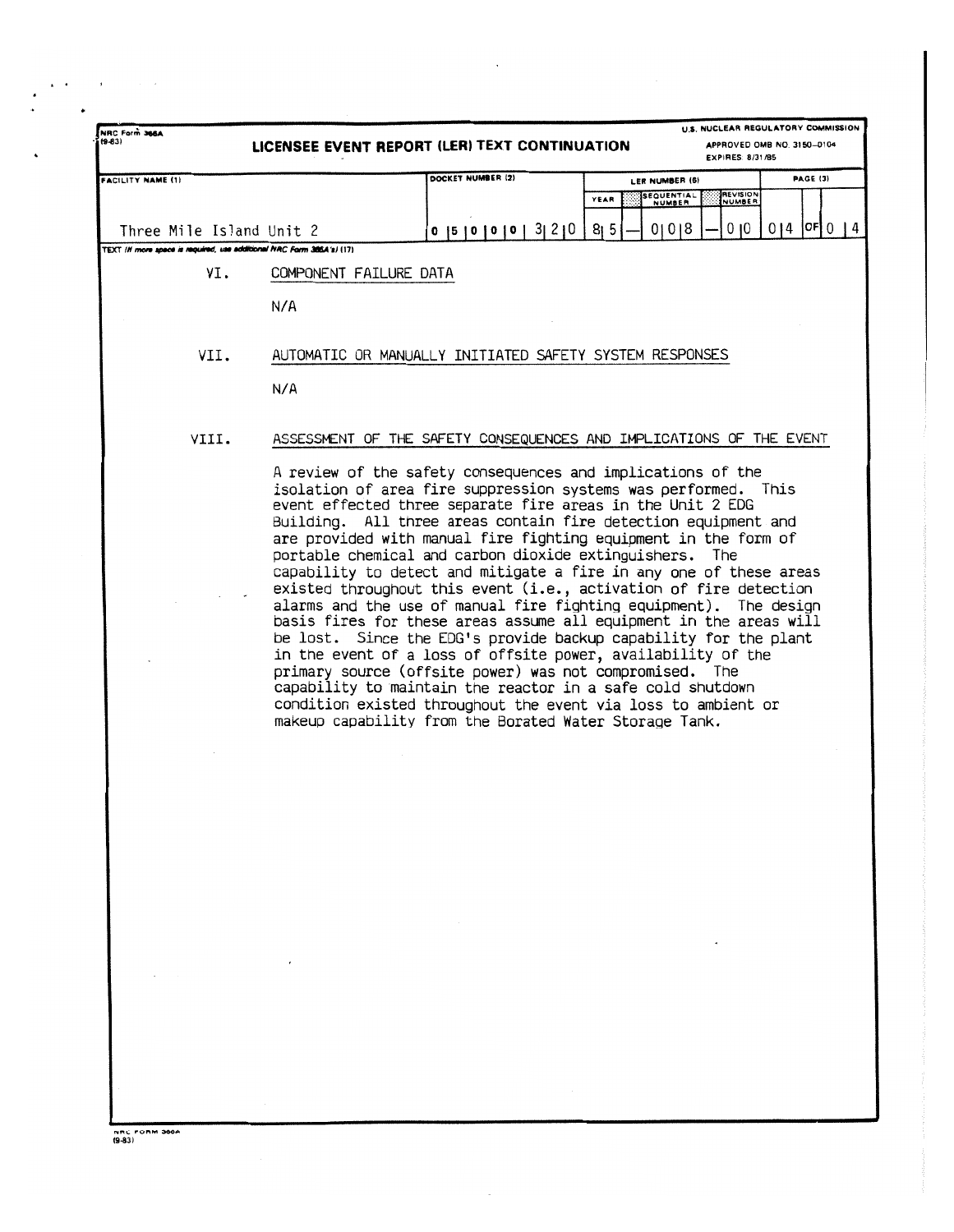NRC Form 366A (9-83)

# LICENSEE EVENT REPORT (LER) TEXT CONTINUATION

U.S. NUCLEAR REGULATORY COMMISSION
APPROVED OMB NO. 3150–0104
EXPIRES: 8/31/85

| FACILITY NAME (1) | DOCKET NUMBER (2) | LER NUMBER (6) | | | PAGE (3) |
|---|---|---|---|---|---|
| | | YEAR | SEQUENTIAL NUMBER | REVISION NUMBER | |
| Three Mile Island Unit 2 | 0 5 0 0 0 3 2 0 | 8 5 | 0 0 8 | 0 0 | 0 4 OF 0 4 |

TEXT (If more space is required, use additional NRC Form 366A's) (17)

## VI. COMPONENT FAILURE DATA

N/A

## VII. AUTOMATIC OR MANUALLY INITIATED SAFETY SYSTEM RESPONSES

N/A

## VIII. ASSESSMENT OF THE SAFETY CONSEQUENCES AND IMPLICATIONS OF THE EVENT

A review of the safety consequences and implications of the isolation of area fire suppression systems was performed. This event effected three separate fire areas in the Unit 2 EDG Building. All three areas contain fire detection equipment and are provided with manual fire fighting equipment in the form of portable chemical and carbon dioxide extinguishers. The capability to detect and mitigate a fire in any one of these areas existed throughout this event (i.e., activation of fire detection alarms and the use of manual fire fighting equipment). The design basis fires for these areas assume all equipment in the areas will be lost. Since the EDG's provide backup capability for the plant in the event of a loss of offsite power, availability of the primary source (offsite power) was not compromised. The capability to maintain the reactor in a safe cold shutdown condition existed throughout the event via loss to ambient or makeup capability from the Borated Water Storage Tank.

NRC FORM 366A (9-83)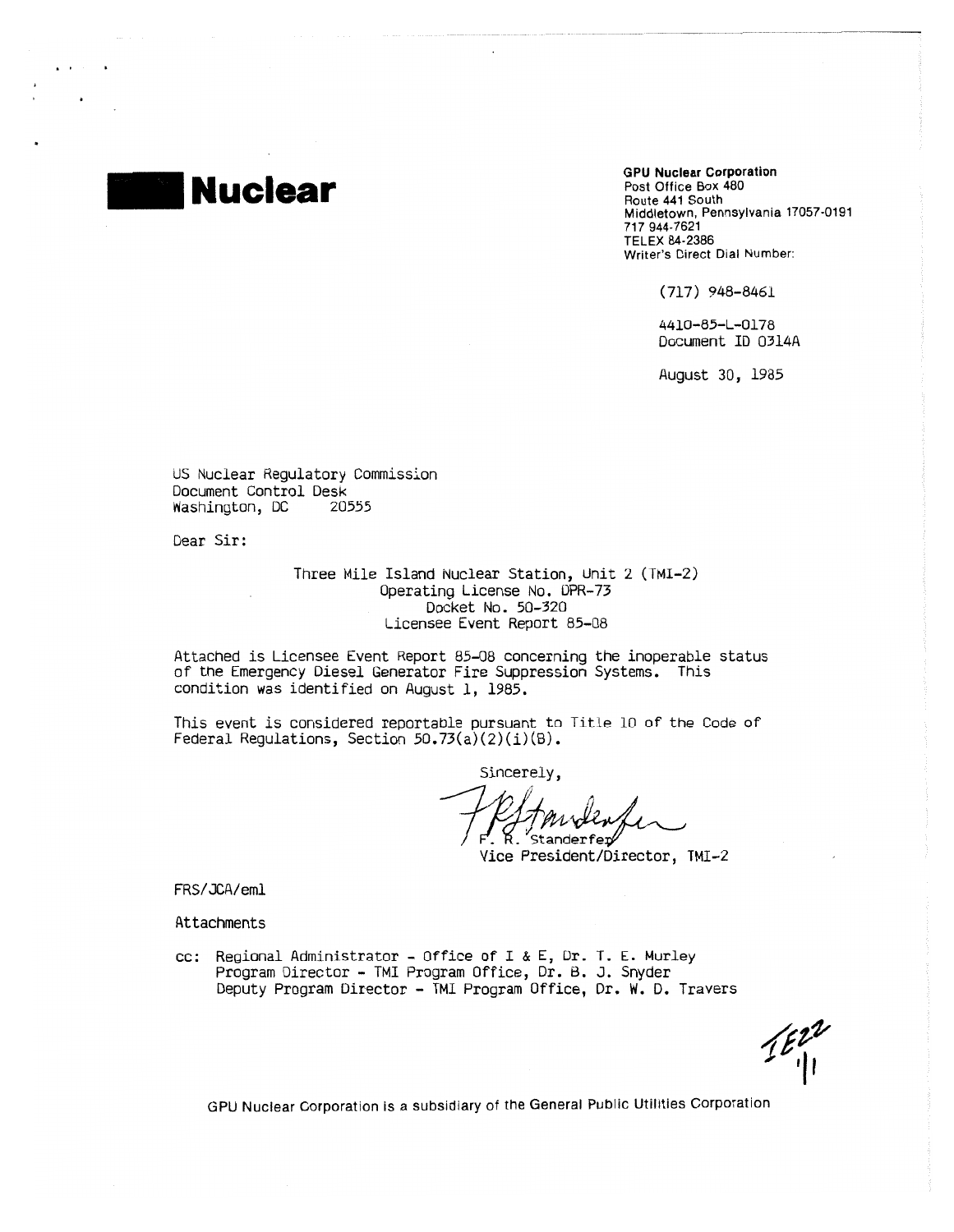**Nuclear**

**GPU Nuclear Corporation**
Post Office Box 480
Route 441 South
Middletown, Pennsylvania 17057-0191
717 944-7621
TELEX 84-2386
Writer's Direct Dial Number:

(717) 948-8461

4410-85-L-0178
Document ID 0314A

August 30, 1985

US Nuclear Regulatory Commission
Document Control Desk
Washington, DC 20555

Dear Sir:

Three Mile Island Nuclear Station, Unit 2 (TMI-2)
Operating License No. DPR-73
Docket No. 50-320
Licensee Event Report 85-08

Attached is Licensee Event Report 85-08 concerning the inoperable status of the Emergency Diesel Generator Fire Suppression Systems. This condition was identified on August 1, 1985.

This event is considered reportable pursuant to Title 10 of the Code of Federal Regulations, Section 50.73(a)(2)(i)(B).

Sincerely,

F. R. Standerfer
Vice President/Director, TMI-2

FRS/JCA/eml

Attachments

cc: Regional Administrator - Office of I & E, Dr. T. E. Murley
Program Director - TMI Program Office, Dr. B. J. Snyder
Deputy Program Director - TMI Program Office, Dr. W. D. Travers

IE22
'|1

GPU Nuclear Corporation is a subsidiary of the General Public Utilities Corporation